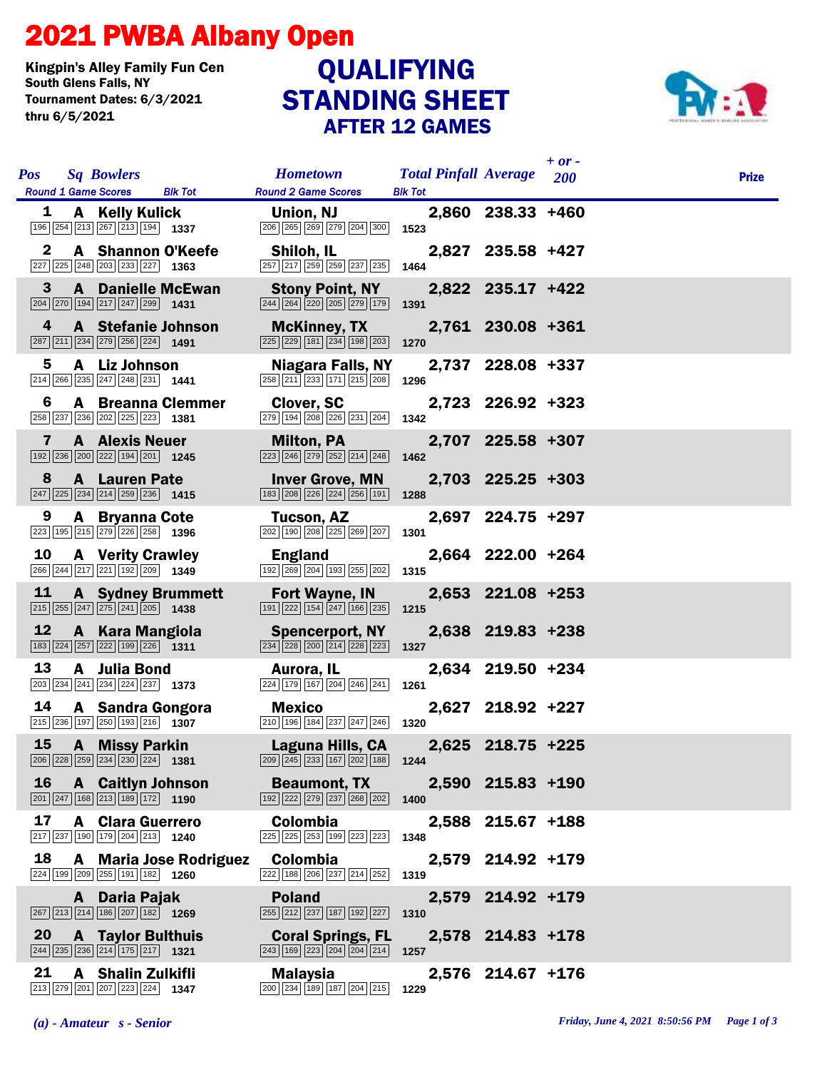# 2021 PWBA Albany Open

Kingpin's Alley Family Fun Cen
South Glens Falls, NY
Tournament Dates: 6/3/2021 thru 6/5/2021

## QUALIFYING STANDING SHEET
### AFTER 12 GAMES

| Pos | Sq | Bowlers | Hometown | Total Pinfall | Average | + or - 200 | Prize |
|---|---|---|---|---|---|---|---|
| 1 | A | Kelly Kulick | Union, NJ | 2,860 | 238.33 | +460 | |
| | | Round 1: 196 254 213 267 213 194 — 1337 | Round 2: 206 265 269 279 204 300 — 1523 | | | | |
| 2 | A | Shannon O'Keefe | Shiloh, IL | 2,827 | 235.58 | +427 | |
| | | Round 1: 227 225 248 203 233 227 — 1363 | Round 2: 257 217 259 259 237 235 — 1464 | | | | |
| 3 | A | Danielle McEwan | Stony Point, NY | 2,822 | 235.17 | +422 | |
| | | Round 1: 204 270 194 217 247 299 — 1431 | Round 2: 244 264 220 205 279 179 — 1391 | | | | |
| 4 | A | Stefanie Johnson | McKinney, TX | 2,761 | 230.08 | +361 | |
| | | Round 1: 287 211 234 279 256 224 — 1491 | Round 2: 225 229 181 234 198 203 — 1270 | | | | |
| 5 | A | Liz Johnson | Niagara Falls, NY | 2,737 | 228.08 | +337 | |
| | | Round 1: 214 266 235 247 248 231 — 1441 | Round 2: 258 211 233 171 215 208 — 1296 | | | | |
| 6 | A | Breanna Clemmer | Clover, SC | 2,723 | 226.92 | +323 | |
| | | Round 1: 258 237 236 202 225 223 — 1381 | Round 2: 279 194 208 226 231 204 — 1342 | | | | |
| 7 | A | Alexis Neuer | Milton, PA | 2,707 | 225.58 | +307 | |
| | | Round 1: 192 236 200 222 194 201 — 1245 | Round 2: 223 246 279 252 214 248 — 1462 | | | | |
| 8 | A | Lauren Pate | Inver Grove, MN | 2,703 | 225.25 | +303 | |
| | | Round 1: 247 225 234 214 259 236 — 1415 | Round 2: 183 208 226 224 256 191 — 1288 | | | | |
| 9 | A | Bryanna Cote | Tucson, AZ | 2,697 | 224.75 | +297 | |
| | | Round 1: 223 195 215 279 226 258 — 1396 | Round 2: 202 190 208 225 269 207 — 1301 | | | | |
| 10 | A | Verity Crawley | England | 2,664 | 222.00 | +264 | |
| | | Round 1: 266 244 217 221 192 209 — 1349 | Round 2: 192 269 204 193 255 202 — 1315 | | | | |
| 11 | A | Sydney Brummett | Fort Wayne, IN | 2,653 | 221.08 | +253 | |
| | | Round 1: 215 255 247 275 241 205 — 1438 | Round 2: 191 222 154 247 166 235 — 1215 | | | | |
| 12 | A | Kara Mangiola | Spencerport, NY | 2,638 | 219.83 | +238 | |
| | | Round 1: 183 224 257 222 199 226 — 1311 | Round 2: 234 228 200 214 228 223 — 1327 | | | | |
| 13 | A | Julia Bond | Aurora, IL | 2,634 | 219.50 | +234 | |
| | | Round 1: 203 234 241 234 224 237 — 1373 | Round 2: 224 179 167 204 246 241 — 1261 | | | | |
| 14 | A | Sandra Gongora | Mexico | 2,627 | 218.92 | +227 | |
| | | Round 1: 215 236 197 250 193 216 — 1307 | Round 2: 210 196 184 237 247 246 — 1320 | | | | |
| 15 | A | Missy Parkin | Laguna Hills, CA | 2,625 | 218.75 | +225 | |
| | | Round 1: 206 228 259 234 230 224 — 1381 | Round 2: 209 245 233 167 202 188 — 1244 | | | | |
| 16 | A | Caitlyn Johnson | Beaumont, TX | 2,590 | 215.83 | +190 | |
| | | Round 1: 201 247 168 213 189 172 — 1190 | Round 2: 192 222 279 237 268 202 — 1400 | | | | |
| 17 | A | Clara Guerrero | Colombia | 2,588 | 215.67 | +188 | |
| | | Round 1: 217 237 190 179 204 213 — 1240 | Round 2: 225 225 253 199 223 223 — 1348 | | | | |
| 18 | A | Maria Jose Rodriguez | Colombia | 2,579 | 214.92 | +179 | |
| | | Round 1: 224 199 209 255 191 182 — 1260 | Round 2: 222 188 206 237 214 252 — 1319 | | | | |
| | A | Daria Pajak | Poland | 2,579 | 214.92 | +179 | |
| | | Round 1: 267 213 214 186 207 182 — 1269 | Round 2: 255 212 237 187 192 227 — 1310 | | | | |
| 20 | A | Taylor Bulthuis | Coral Springs, FL | 2,578 | 214.83 | +178 | |
| | | Round 1: 244 235 236 214 175 217 — 1321 | Round 2: 243 169 223 204 204 214 — 1257 | | | | |
| 21 | A | Shalin Zulkifli | Malaysia | 2,576 | 214.67 | +176 | |
| | | Round 1: 213 279 201 207 223 224 — 1347 | Round 2: 200 234 189 187 204 215 — 1229 | | | | |

*(a) - Amateur s - Senior*

*Friday, June 4, 2021 8:50:56 PM*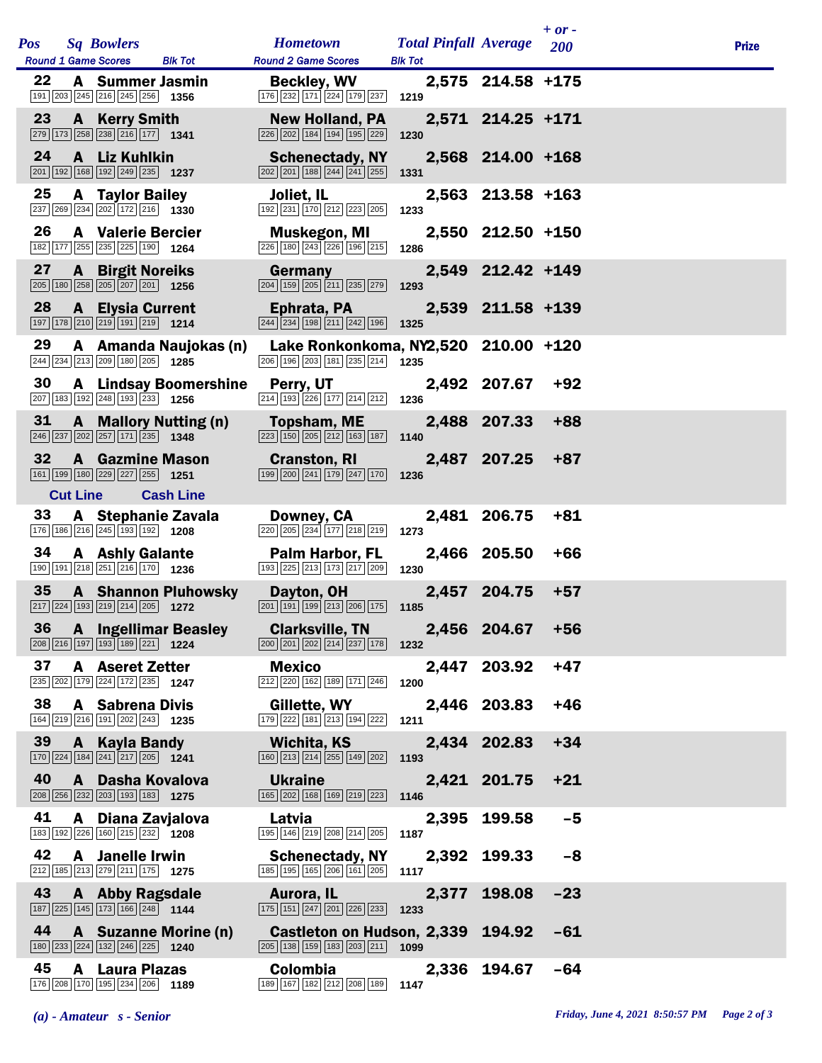| Pos | Sq | Bowlers | Hometown | Total Pinfall | Average | + or - 200 | Prize |
|---|---|---|---|---|---|---|---|
| | | Round 1 Game Scores / Blk Tot | Round 2 Game Scores / Blk Tot | | | | |
| 22 | A | Summer Jasmin | Beckley, WV | 2,575 | 214.58 | +175 | |
| | | 191 203 245 216 245 256 — 1356 | 176 232 171 224 179 237 — 1219 | | | | |
| 23 | A | Kerry Smith | New Holland, PA | 2,571 | 214.25 | +171 | |
| | | 279 173 258 238 216 177 — 1341 | 226 202 184 194 195 229 — 1230 | | | | |
| 24 | A | Liz Kuhlkin | Schenectady, NY | 2,568 | 214.00 | +168 | |
| | | 201 192 168 192 249 235 — 1237 | 202 201 188 244 241 255 — 1331 | | | | |
| 25 | A | Taylor Bailey | Joliet, IL | 2,563 | 213.58 | +163 | |
| | | 237 269 234 202 172 216 — 1330 | 192 231 170 212 223 205 — 1233 | | | | |
| 26 | A | Valerie Bercier | Muskegon, MI | 2,550 | 212.50 | +150 | |
| | | 182 177 255 235 225 190 — 1264 | 226 180 243 226 196 215 — 1286 | | | | |
| 27 | A | Birgit Noreiks | Germany | 2,549 | 212.42 | +149 | |
| | | 205 180 258 205 207 201 — 1256 | 204 159 205 211 235 279 — 1293 | | | | |
| 28 | A | Elysia Current | Ephrata, PA | 2,539 | 211.58 | +139 | |
| | | 197 178 210 219 191 219 — 1214 | 244 234 198 211 242 196 — 1325 | | | | |
| 29 | A | Amanda Naujokas (n) | Lake Ronkonkoma, NY | 2,520 | 210.00 | +120 | |
| | | 244 234 213 209 180 205 — 1285 | 206 196 203 181 235 214 — 1235 | | | | |
| 30 | A | Lindsay Boomershine | Perry, UT | 2,492 | 207.67 | +92 | |
| | | 207 183 192 248 193 233 — 1256 | 214 193 226 177 214 212 — 1236 | | | | |
| 31 | A | Mallory Nutting (n) | Topsham, ME | 2,488 | 207.33 | +88 | |
| | | 246 237 202 257 171 235 — 1348 | 223 150 205 212 163 187 — 1140 | | | | |
| 32 | A | Gazmine Mason | Cranston, RI | 2,487 | 207.25 | +87 | |
| | | 161 199 180 229 227 255 — 1251 | 199 200 241 179 247 170 — 1236 | | | | |
| Cut Line | | Cash Line | | | | | |
| 33 | A | Stephanie Zavala | Downey, CA | 2,481 | 206.75 | +81 | |
| | | 176 186 216 245 193 192 — 1208 | 220 205 234 177 218 219 — 1273 | | | | |
| 34 | A | Ashly Galante | Palm Harbor, FL | 2,466 | 205.50 | +66 | |
| | | 190 191 218 251 216 170 — 1236 | 193 225 213 173 217 209 — 1230 | | | | |
| 35 | A | Shannon Pluhowsky | Dayton, OH | 2,457 | 204.75 | +57 | |
| | | 217 224 193 219 214 205 — 1272 | 201 191 199 213 206 175 — 1185 | | | | |
| 36 | A | Ingellimar Beasley | Clarksville, TN | 2,456 | 204.67 | +56 | |
| | | 208 216 197 193 189 221 — 1224 | 200 201 202 214 237 178 — 1232 | | | | |
| 37 | A | Aseret Zetter | Mexico | 2,447 | 203.92 | +47 | |
| | | 235 202 179 224 172 235 — 1247 | 212 220 162 189 171 246 — 1200 | | | | |
| 38 | A | Sabrena Divis | Gillette, WY | 2,446 | 203.83 | +46 | |
| | | 164 219 216 191 202 243 — 1235 | 179 222 181 213 194 222 — 1211 | | | | |
| 39 | A | Kayla Bandy | Wichita, KS | 2,434 | 202.83 | +34 | |
| | | 170 224 184 241 217 205 — 1241 | 160 213 214 255 149 202 — 1193 | | | | |
| 40 | A | Dasha Kovalova | Ukraine | 2,421 | 201.75 | +21 | |
| | | 208 256 232 203 193 183 — 1275 | 165 202 168 169 219 223 — 1146 | | | | |
| 41 | A | Diana Zavjalova | Latvia | 2,395 | 199.58 | -5 | |
| | | 183 192 226 160 215 232 — 1208 | 195 146 219 208 214 205 — 1187 | | | | |
| 42 | A | Janelle Irwin | Schenectady, NY | 2,392 | 199.33 | -8 | |
| | | 212 185 213 279 211 175 — 1275 | 185 195 165 206 161 205 — 1117 | | | | |
| 43 | A | Abby Ragsdale | Aurora, IL | 2,377 | 198.08 | -23 | |
| | | 187 225 145 173 166 248 — 1144 | 175 151 247 201 226 233 — 1233 | | | | |
| 44 | A | Suzanne Morine (n) | Castleton on Hudson, | 2,339 | 194.92 | -61 | |
| | | 180 233 224 132 246 225 — 1240 | 205 138 159 183 203 211 — 1099 | | | | |
| 45 | A | Laura Plazas | Colombia | 2,336 | 194.67 | -64 | |
| | | 176 208 170 195 234 206 — 1189 | 189 167 182 212 208 189 — 1147 | | | | |

*(a) - Amateur s - Senior*

*Friday, June 4, 2021 8:50:57 PM*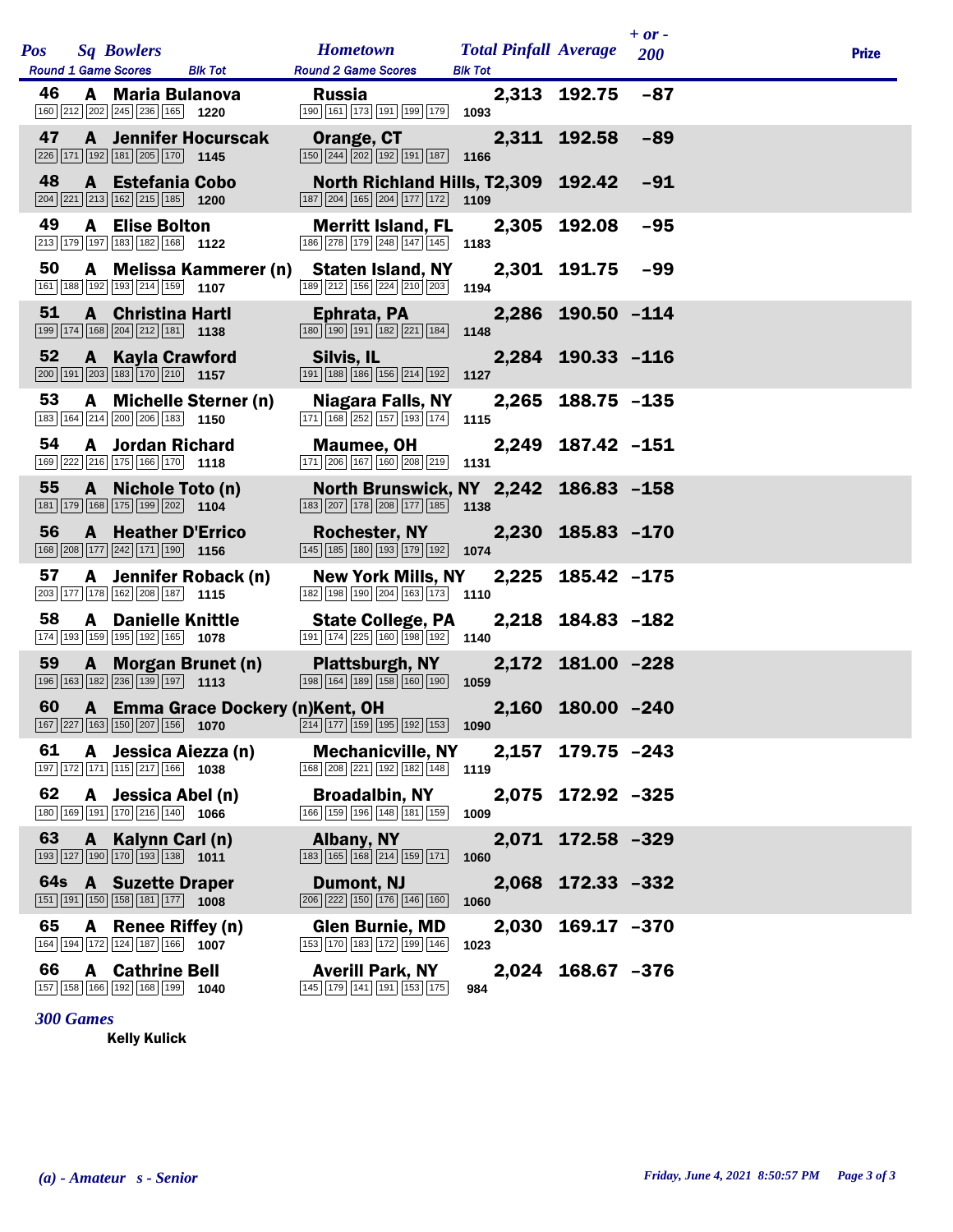| Pos | Sq | Bowlers | Round 1 Game Scores | Blk Tot | Hometown | Round 2 Game Scores | Blk Tot | Total Pinfall | Average | + or - 200 | Prize |
|---|---|---|---|---|---|---|---|---|---|---|---|
| 46 | A | Maria Bulanova | 160 212 202 245 236 165 | 1220 | Russia | 190 161 173 191 199 179 | 1093 | 2,313 | 192.75 | -87 | |
| 47 | A | Jennifer Hocurscak | 226 171 192 181 205 170 | 1145 | Orange, CT | 150 244 202 192 191 187 | 1166 | 2,311 | 192.58 | -89 | |
| 48 | A | Estefania Cobo | 204 221 213 162 215 185 | 1200 | North Richland Hills, T | 187 204 165 204 177 172 | 1109 | 2,309 | 192.42 | -91 | |
| 49 | A | Elise Bolton | 213 179 197 183 182 168 | 1122 | Merritt Island, FL | 186 278 179 248 147 145 | 1183 | 2,305 | 192.08 | -95 | |
| 50 | A | Melissa Kammerer (n) | 161 188 192 193 214 159 | 1107 | Staten Island, NY | 189 212 156 224 210 203 | 1194 | 2,301 | 191.75 | -99 | |
| 51 | A | Christina Hartl | 199 174 168 204 212 181 | 1138 | Ephrata, PA | 180 190 191 182 221 184 | 1148 | 2,286 | 190.50 | -114 | |
| 52 | A | Kayla Crawford | 200 191 203 183 170 210 | 1157 | Silvis, IL | 191 188 186 156 214 192 | 1127 | 2,284 | 190.33 | -116 | |
| 53 | A | Michelle Sterner (n) | 183 164 214 200 206 183 | 1150 | Niagara Falls, NY | 171 168 252 157 193 174 | 1115 | 2,265 | 188.75 | -135 | |
| 54 | A | Jordan Richard | 169 222 216 175 166 170 | 1118 | Maumee, OH | 171 206 167 160 208 219 | 1131 | 2,249 | 187.42 | -151 | |
| 55 | A | Nichole Toto (n) | 181 179 168 175 199 202 | 1104 | North Brunswick, NY | 183 207 178 208 177 185 | 1138 | 2,242 | 186.83 | -158 | |
| 56 | A | Heather D'Errico | 168 208 177 242 171 190 | 1156 | Rochester, NY | 145 185 180 193 179 192 | 1074 | 2,230 | 185.83 | -170 | |
| 57 | A | Jennifer Roback (n) | 203 177 178 162 208 187 | 1115 | New York Mills, NY | 182 198 190 204 163 173 | 1110 | 2,225 | 185.42 | -175 | |
| 58 | A | Danielle Knittle | 174 193 159 195 192 165 | 1078 | State College, PA | 191 174 225 160 198 192 | 1140 | 2,218 | 184.83 | -182 | |
| 59 | A | Morgan Brunet (n) | 196 163 182 236 139 197 | 1113 | Plattsburgh, NY | 198 164 189 158 160 190 | 1059 | 2,172 | 181.00 | -228 | |
| 60 | A | Emma Grace Dockery (n) | 167 227 163 150 207 156 | 1070 | Kent, OH | 214 177 159 195 192 153 | 1090 | 2,160 | 180.00 | -240 | |
| 61 | A | Jessica Aiezza (n) | 197 172 171 115 217 166 | 1038 | Mechanicville, NY | 168 208 221 192 182 148 | 1119 | 2,157 | 179.75 | -243 | |
| 62 | A | Jessica Abel (n) | 180 169 191 170 216 140 | 1066 | Broadalbin, NY | 166 159 196 148 181 159 | 1009 | 2,075 | 172.92 | -325 | |
| 63 | A | Kalynn Carl (n) | 193 127 190 170 193 138 | 1011 | Albany, NY | 183 165 168 214 159 171 | 1060 | 2,071 | 172.58 | -329 | |
| 64s | A | Suzette Draper | 151 191 150 158 181 177 | 1008 | Dumont, NJ | 206 222 150 176 146 160 | 1060 | 2,068 | 172.33 | -332 | |
| 65 | A | Renee Riffey (n) | 164 194 172 124 187 166 | 1007 | Glen Burnie, MD | 153 170 183 172 199 146 | 1023 | 2,030 | 169.17 | -370 | |
| 66 | A | Cathrine Bell | 157 158 166 192 168 199 | 1040 | Averill Park, NY | 145 179 141 191 153 175 | 984 | 2,024 | 168.67 | -376 | |

***300 Games***

**Kelly Kulick**

*(a) - Amateur   s - Senior*

*Friday, June 4, 2021 8:50:57 PM*